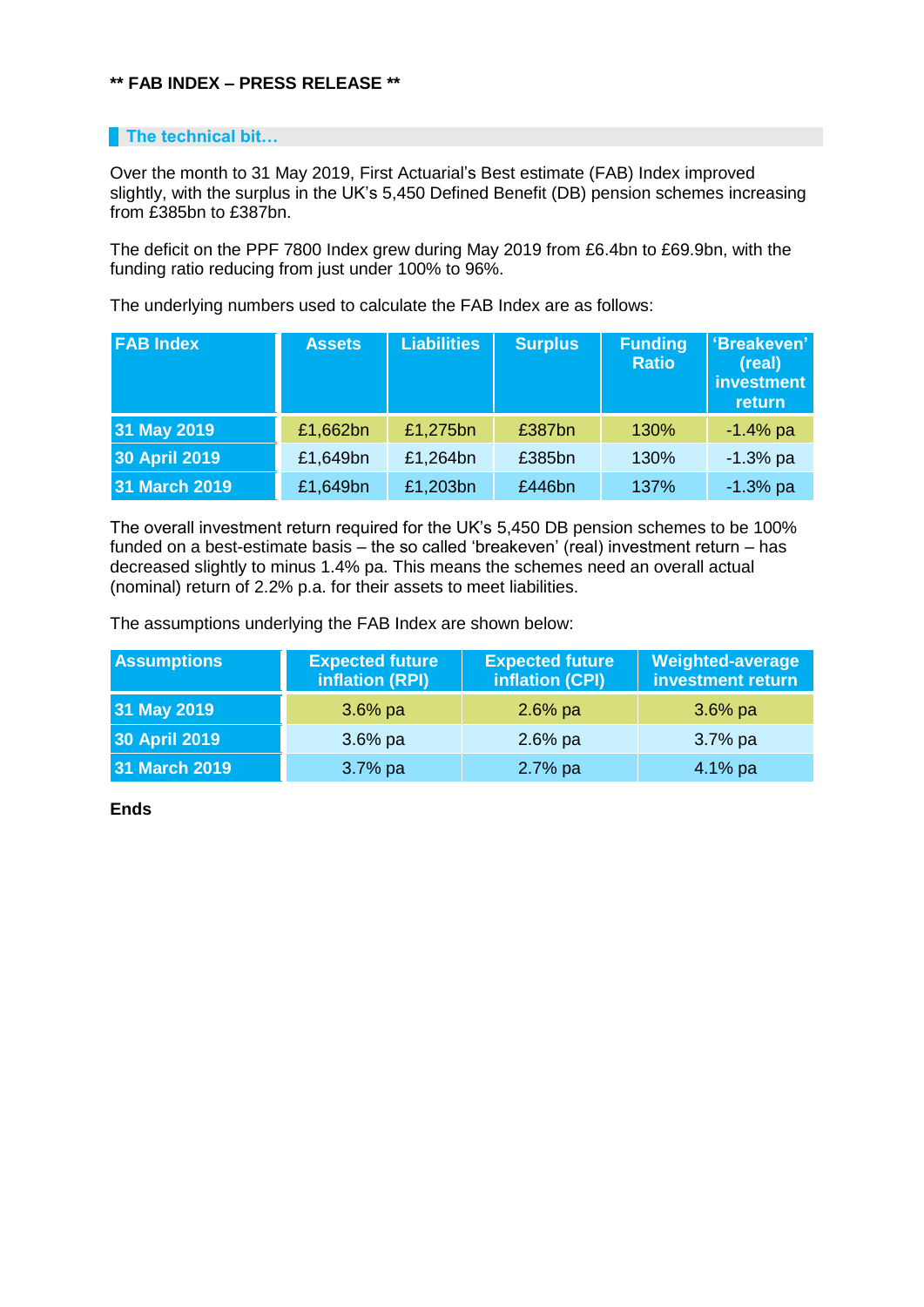**\*\* FAB INDEX – PRESS RELEASE \*\***

## The technical bit…

Over the month to 31 May 2019, First Actuarial's Best estimate (FAB) Index improved slightly, with the surplus in the UK's 5,450 Defined Benefit (DB) pension schemes increasing from £385bn to £387bn.

The deficit on the PPF 7800 Index grew during May 2019 from £6.4bn to £69.9bn, with the funding ratio reducing from just under 100% to 96%.

The underlying numbers used to calculate the FAB Index are as follows:

| FAB Index | Assets | Liabilities | Surplus | Funding Ratio | 'Breakeven' (real) investment return |
|---|---|---|---|---|---|
| 31 May 2019 | £1,662bn | £1,275bn | £387bn | 130% | -1.4% pa |
| 30 April 2019 | £1,649bn | £1,264bn | £385bn | 130% | -1.3% pa |
| 31 March 2019 | £1,649bn | £1,203bn | £446bn | 137% | -1.3% pa |

The overall investment return required for the UK's 5,450 DB pension schemes to be 100% funded on a best-estimate basis – the so called 'breakeven' (real) investment return – has decreased slightly to minus 1.4% pa. This means the schemes need an overall actual (nominal) return of 2.2% p.a. for their assets to meet liabilities.

The assumptions underlying the FAB Index are shown below:

| Assumptions | Expected future inflation (RPI) | Expected future inflation (CPI) | Weighted-average investment return |
|---|---|---|---|
| 31 May 2019 | 3.6% pa | 2.6% pa | 3.6% pa |
| 30 April 2019 | 3.6% pa | 2.6% pa | 3.7% pa |
| 31 March 2019 | 3.7% pa | 2.7% pa | 4.1% pa |

**Ends**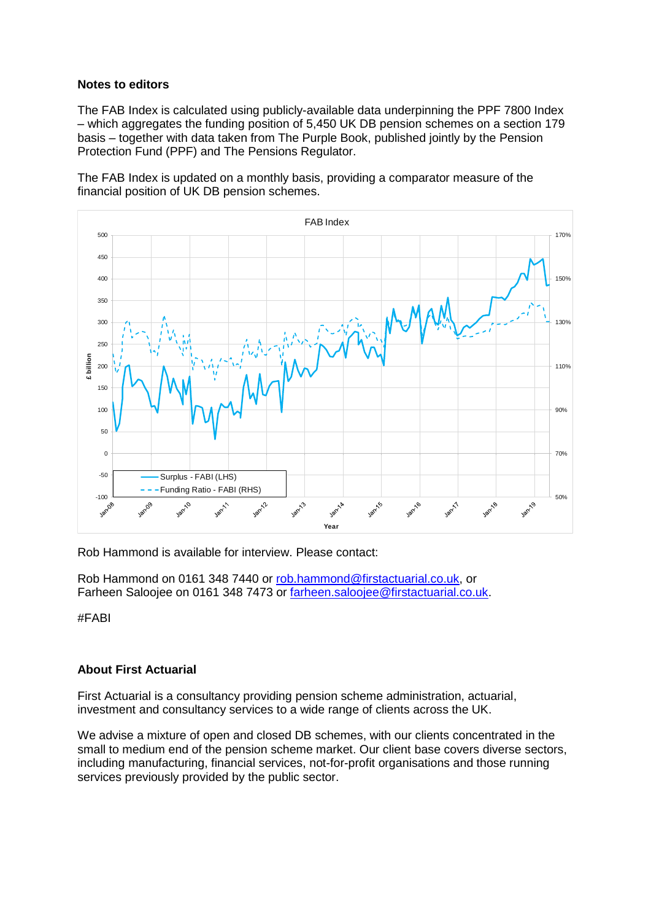**Notes to editors**

The FAB Index is calculated using publicly-available data underpinning the PPF 7800 Index – which aggregates the funding position of 5,450 UK DB pension schemes on a section 179 basis – together with data taken from The Purple Book, published jointly by the Pension Protection Fund (PPF) and The Pensions Regulator.

The FAB Index is updated on a monthly basis, providing a comparator measure of the financial position of UK DB pension schemes.

FAB Index

500
450
400
350
300
250
200
150
100
50
0
-50
-100

£ billion

170%
150%
130%
110%
90%
70%
50%

Jan-08 Jan-09 Jan-10 Jan-11 Jan-12 Jan-13 Jan-14 Jan-15 Jan-16 Jan-17 Jan-18 Jan-19

Year

Surplus - FABI (LHS)
Funding Ratio - FABI (RHS)

Rob Hammond is available for interview. Please contact:

Rob Hammond on 0161 348 7440 or rob.hammond@firstactuarial.co.uk, or
Farheen Saloojee on 0161 348 7473 or farheen.saloojee@firstactuarial.co.uk.

#FABI

**About First Actuarial**

First Actuarial is a consultancy providing pension scheme administration, actuarial, investment and consultancy services to a wide range of clients across the UK.

We advise a mixture of open and closed DB schemes, with our clients concentrated in the small to medium end of the pension scheme market. Our client base covers diverse sectors, including manufacturing, financial services, not-for-profit organisations and those running services previously provided by the public sector.